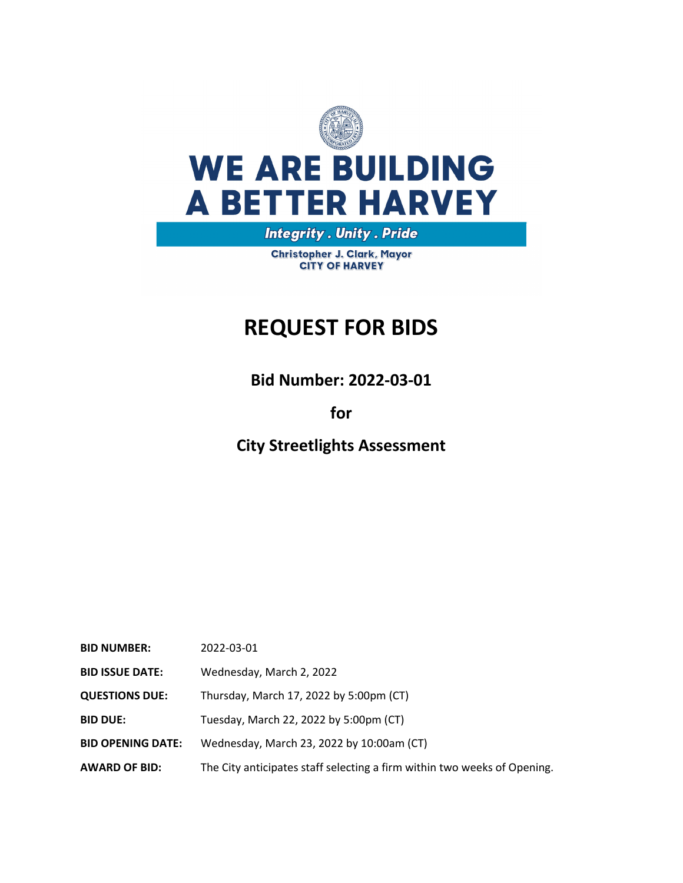# WE ARE BUILDING A BETTER HARVEY

***Integrity . Unity . Pride***

**Christopher J. Clark, Mayor**
**CITY OF HARVEY**

# REQUEST FOR BIDS

## Bid Number: 2022-03-01

## for

## City Streetlights Assessment

| | |
|---|---|
| **BID NUMBER:** | 2022-03-01 |
| **BID ISSUE DATE:** | Wednesday, March 2, 2022 |
| **QUESTIONS DUE:** | Thursday, March 17, 2022 by 5:00pm (CT) |
| **BID DUE:** | Tuesday, March 22, 2022 by 5:00pm (CT) |
| **BID OPENING DATE:** | Wednesday, March 23, 2022 by 10:00am (CT) |
| **AWARD OF BID:** | The City anticipates staff selecting a firm within two weeks of Opening. |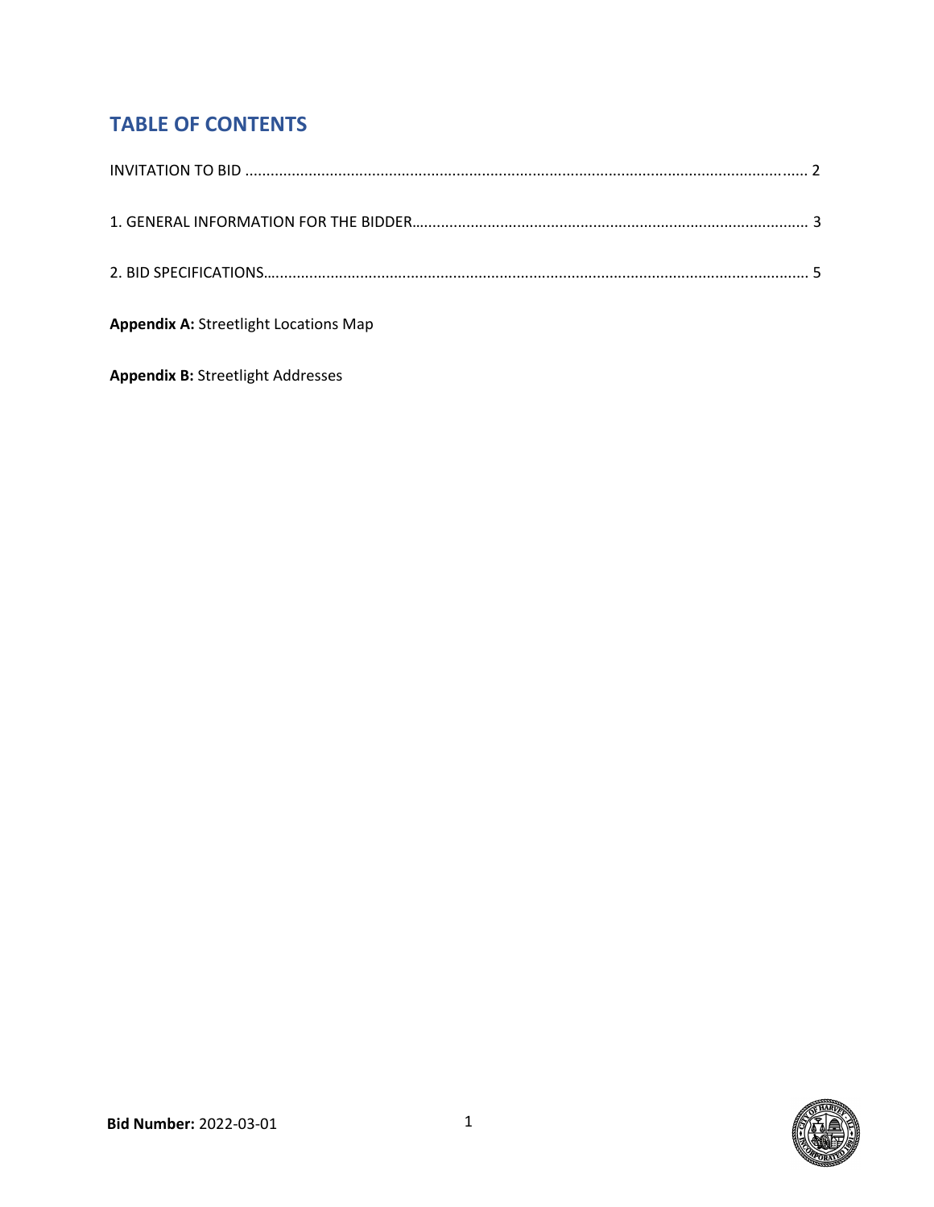# TABLE OF CONTENTS

INVITATION TO BID .................................................................................................................................... 2

1. GENERAL INFORMATION FOR THE BIDDER............................................................................................ 3

2. BID SPECIFICATIONS................................................................................................................................ 5

**Appendix A:** Streetlight Locations Map

**Appendix B:** Streetlight Addresses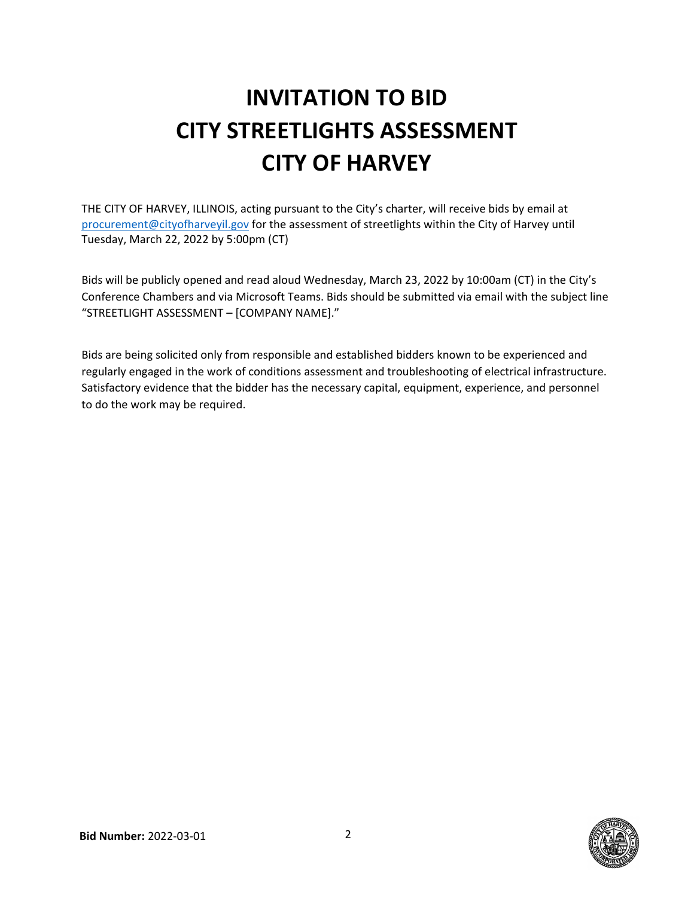# INVITATION TO BID
# CITY STREETLIGHTS ASSESSMENT
# CITY OF HARVEY

THE CITY OF HARVEY, ILLINOIS, acting pursuant to the City's charter, will receive bids by email at procurement@cityofharveyil.gov for the assessment of streetlights within the City of Harvey until Tuesday, March 22, 2022 by 5:00pm (CT)

Bids will be publicly opened and read aloud Wednesday, March 23, 2022 by 10:00am (CT) in the City's Conference Chambers and via Microsoft Teams. Bids should be submitted via email with the subject line "STREETLIGHT ASSESSMENT – [COMPANY NAME]."

Bids are being solicited only from responsible and established bidders known to be experienced and regularly engaged in the work of conditions assessment and troubleshooting of electrical infrastructure. Satisfactory evidence that the bidder has the necessary capital, equipment, experience, and personnel to do the work may be required.

**Bid Number:** 2022-03-01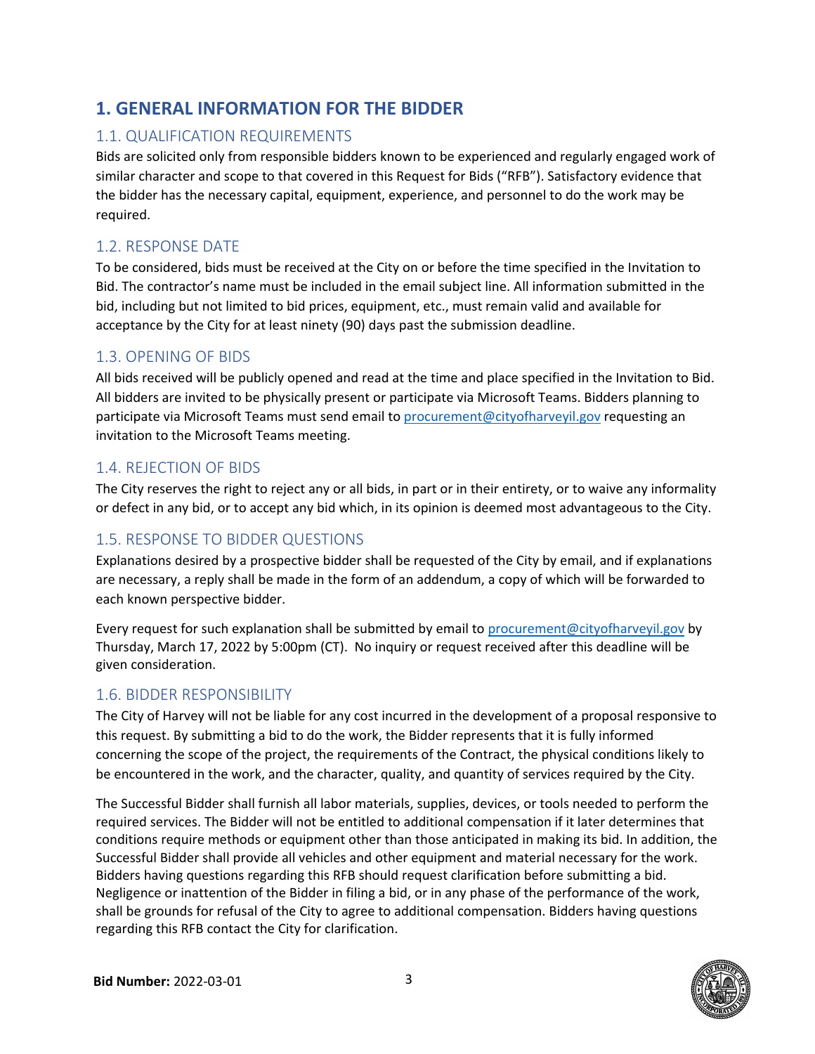# 1. GENERAL INFORMATION FOR THE BIDDER

## 1.1. QUALIFICATION REQUIREMENTS

Bids are solicited only from responsible bidders known to be experienced and regularly engaged work of similar character and scope to that covered in this Request for Bids ("RFB"). Satisfactory evidence that the bidder has the necessary capital, equipment, experience, and personnel to do the work may be required.

## 1.2. RESPONSE DATE

To be considered, bids must be received at the City on or before the time specified in the Invitation to Bid. The contractor's name must be included in the email subject line. All information submitted in the bid, including but not limited to bid prices, equipment, etc., must remain valid and available for acceptance by the City for at least ninety (90) days past the submission deadline.

## 1.3. OPENING OF BIDS

All bids received will be publicly opened and read at the time and place specified in the Invitation to Bid. All bidders are invited to be physically present or participate via Microsoft Teams. Bidders planning to participate via Microsoft Teams must send email to procurement@cityofharveyil.gov requesting an invitation to the Microsoft Teams meeting.

## 1.4. REJECTION OF BIDS

The City reserves the right to reject any or all bids, in part or in their entirety, or to waive any informality or defect in any bid, or to accept any bid which, in its opinion is deemed most advantageous to the City.

## 1.5. RESPONSE TO BIDDER QUESTIONS

Explanations desired by a prospective bidder shall be requested of the City by email, and if explanations are necessary, a reply shall be made in the form of an addendum, a copy of which will be forwarded to each known perspective bidder.

Every request for such explanation shall be submitted by email to procurement@cityofharveyil.gov by Thursday, March 17, 2022 by 5:00pm (CT). No inquiry or request received after this deadline will be given consideration.

## 1.6. BIDDER RESPONSIBILITY

The City of Harvey will not be liable for any cost incurred in the development of a proposal responsive to this request. By submitting a bid to do the work, the Bidder represents that it is fully informed concerning the scope of the project, the requirements of the Contract, the physical conditions likely to be encountered in the work, and the character, quality, and quantity of services required by the City.

The Successful Bidder shall furnish all labor materials, supplies, devices, or tools needed to perform the required services. The Bidder will not be entitled to additional compensation if it later determines that conditions require methods or equipment other than those anticipated in making its bid. In addition, the Successful Bidder shall provide all vehicles and other equipment and material necessary for the work. Bidders having questions regarding this RFB should request clarification before submitting a bid. Negligence or inattention of the Bidder in filing a bid, or in any phase of the performance of the work, shall be grounds for refusal of the City to agree to additional compensation. Bidders having questions regarding this RFB contact the City for clarification.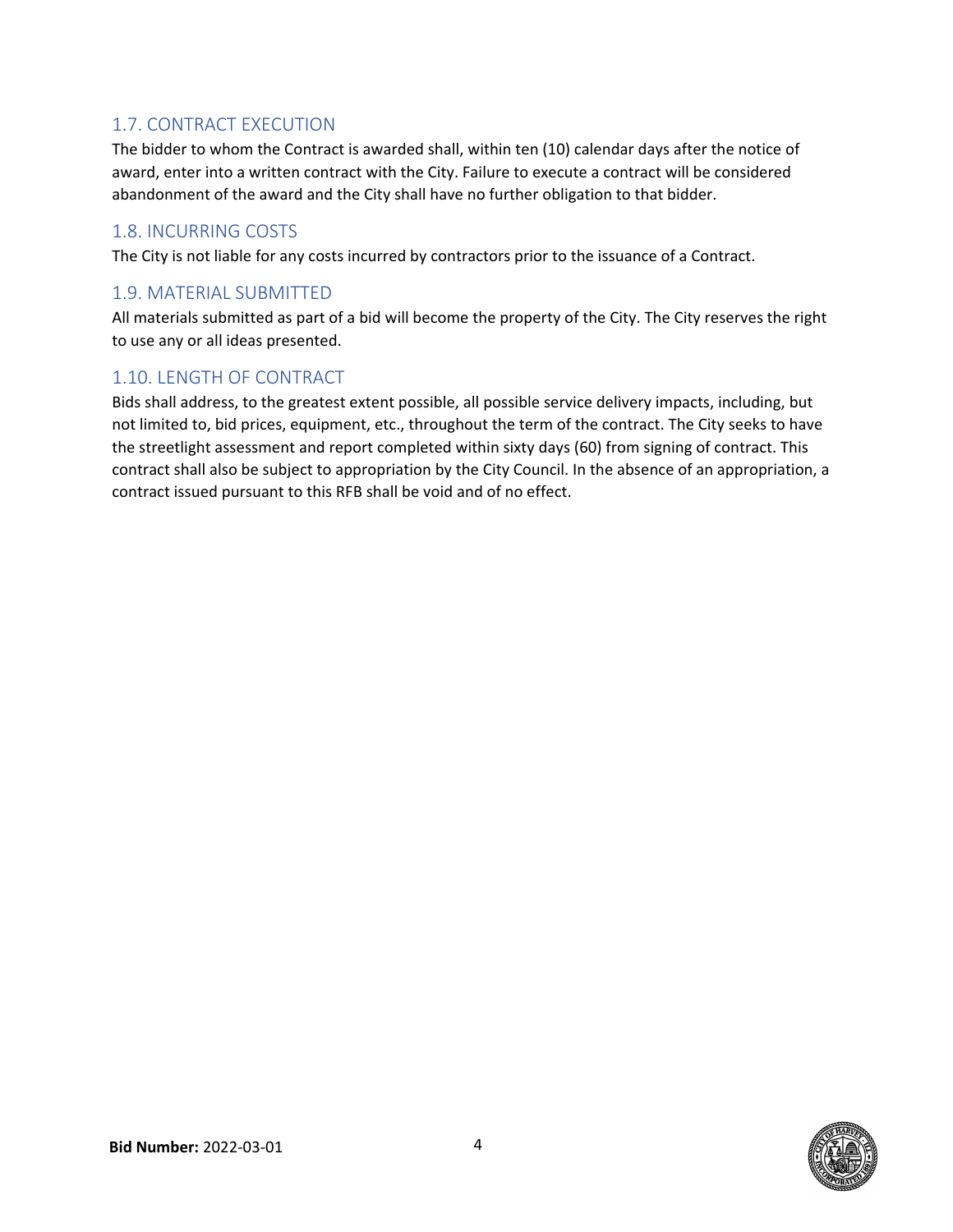## 1.7. CONTRACT EXECUTION

The bidder to whom the Contract is awarded shall, within ten (10) calendar days after the notice of award, enter into a written contract with the City. Failure to execute a contract will be considered abandonment of the award and the City shall have no further obligation to that bidder.

## 1.8. INCURRING COSTS

The City is not liable for any costs incurred by contractors prior to the issuance of a Contract.

## 1.9. MATERIAL SUBMITTED

All materials submitted as part of a bid will become the property of the City. The City reserves the right to use any or all ideas presented.

## 1.10. LENGTH OF CONTRACT

Bids shall address, to the greatest extent possible, all possible service delivery impacts, including, but not limited to, bid prices, equipment, etc., throughout the term of the contract. The City seeks to have the streetlight assessment and report completed within sixty days (60) from signing of contract. This contract shall also be subject to appropriation by the City Council. In the absence of an appropriation, a contract issued pursuant to this RFB shall be void and of no effect.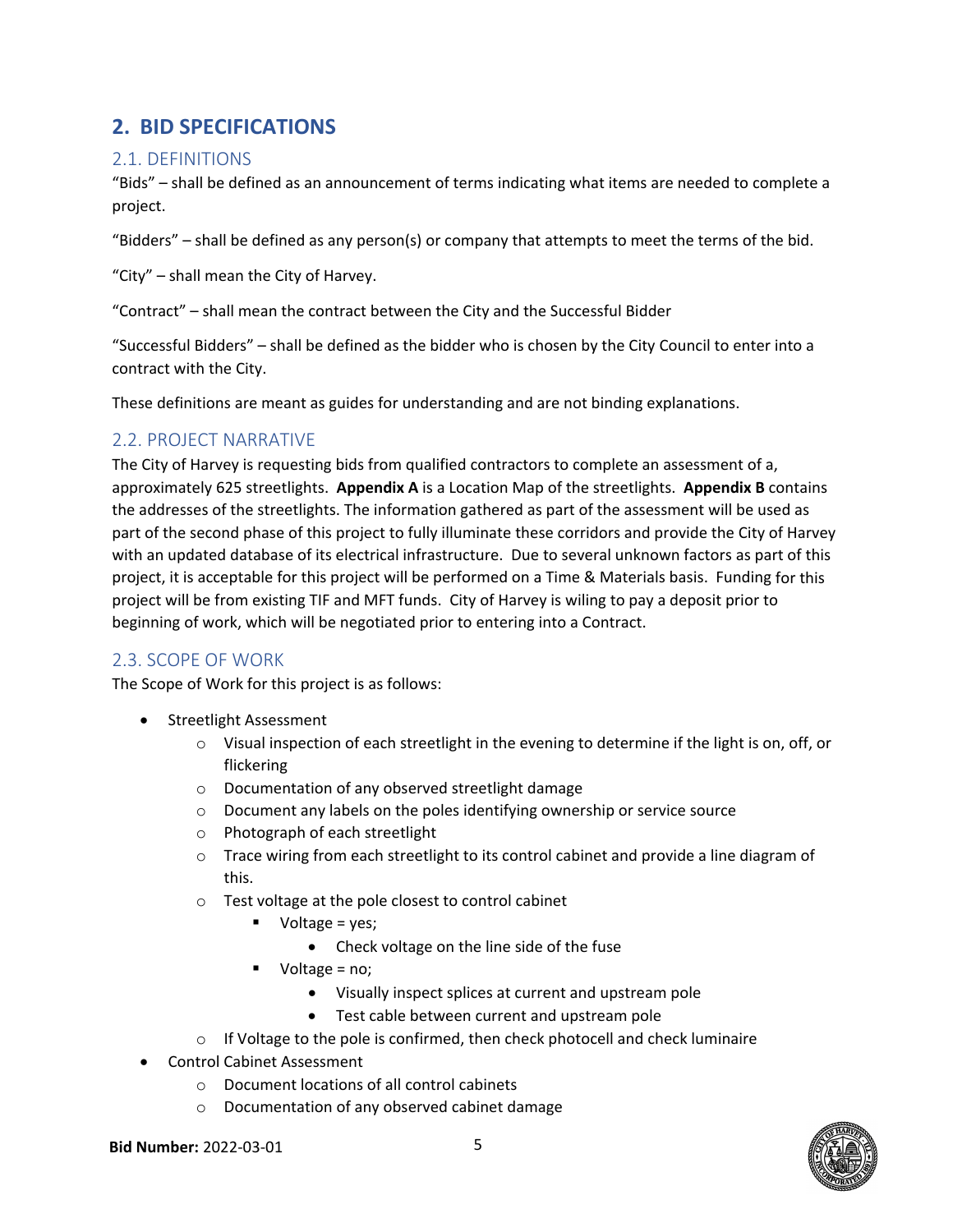# 2. BID SPECIFICATIONS

## 2.1. DEFINITIONS

"Bids" – shall be defined as an announcement of terms indicating what items are needed to complete a project.

"Bidders" – shall be defined as any person(s) or company that attempts to meet the terms of the bid.

"City" – shall mean the City of Harvey.

"Contract" – shall mean the contract between the City and the Successful Bidder

"Successful Bidders" – shall be defined as the bidder who is chosen by the City Council to enter into a contract with the City.

These definitions are meant as guides for understanding and are not binding explanations.

## 2.2. PROJECT NARRATIVE

The City of Harvey is requesting bids from qualified contractors to complete an assessment of a, approximately 625 streetlights. **Appendix A** is a Location Map of the streetlights. **Appendix B** contains the addresses of the streetlights. The information gathered as part of the assessment will be used as part of the second phase of this project to fully illuminate these corridors and provide the City of Harvey with an updated database of its electrical infrastructure. Due to several unknown factors as part of this project, it is acceptable for this project will be performed on a Time & Materials basis. Funding for this project will be from existing TIF and MFT funds. City of Harvey is wiling to pay a deposit prior to beginning of work, which will be negotiated prior to entering into a Contract.

## 2.3. SCOPE OF WORK

The Scope of Work for this project is as follows:

- Streetlight Assessment
  - Visual inspection of each streetlight in the evening to determine if the light is on, off, or flickering
  - Documentation of any observed streetlight damage
  - Document any labels on the poles identifying ownership or service source
  - Photograph of each streetlight
  - Trace wiring from each streetlight to its control cabinet and provide a line diagram of this.
  - Test voltage at the pole closest to control cabinet
    - Voltage = yes;
      - Check voltage on the line side of the fuse
    - Voltage = no;
      - Visually inspect splices at current and upstream pole
      - Test cable between current and upstream pole
  - If Voltage to the pole is confirmed, then check photocell and check luminaire
- Control Cabinet Assessment
  - Document locations of all control cabinets
  - Documentation of any observed cabinet damage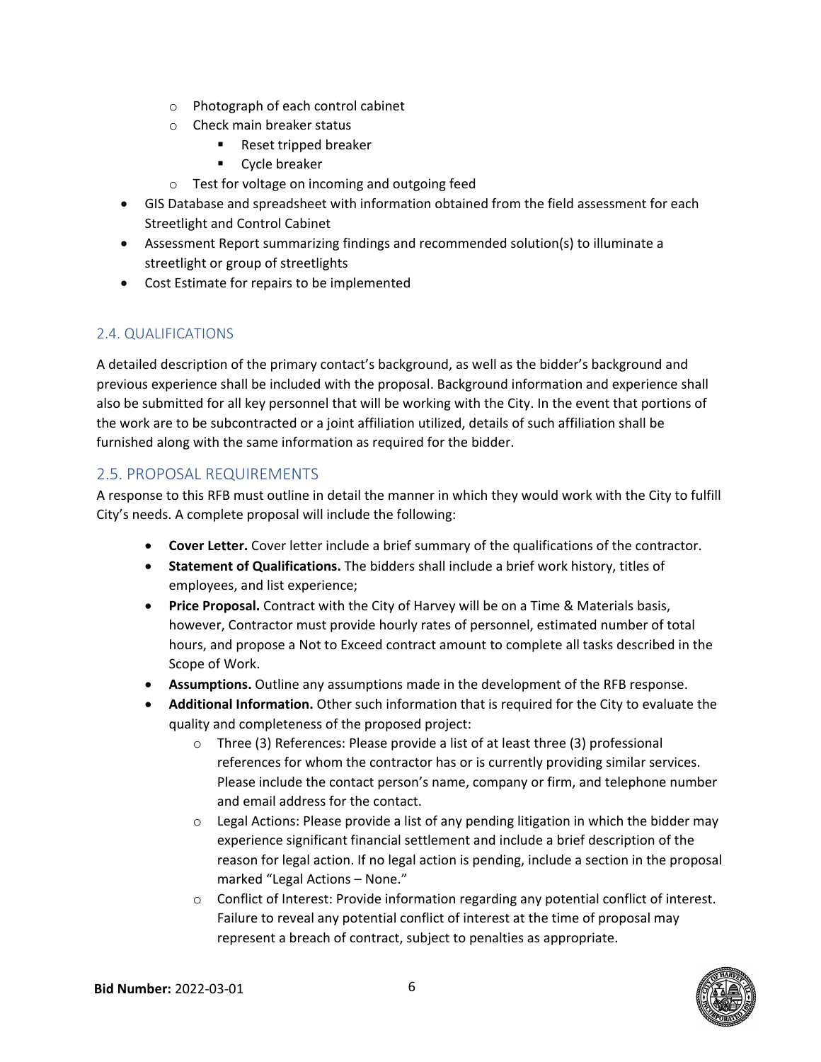- Photograph of each control cabinet
  - Check main breaker status
    - Reset tripped breaker
    - Cycle breaker
  - Test for voltage on incoming and outgoing feed
- GIS Database and spreadsheet with information obtained from the field assessment for each Streetlight and Control Cabinet
- Assessment Report summarizing findings and recommended solution(s) to illuminate a streetlight or group of streetlights
- Cost Estimate for repairs to be implemented

## 2.4. QUALIFICATIONS

A detailed description of the primary contact's background, as well as the bidder's background and previous experience shall be included with the proposal. Background information and experience shall also be submitted for all key personnel that will be working with the City. In the event that portions of the work are to be subcontracted or a joint affiliation utilized, details of such affiliation shall be furnished along with the same information as required for the bidder.

## 2.5. PROPOSAL REQUIREMENTS

A response to this RFB must outline in detail the manner in which they would work with the City to fulfill City's needs. A complete proposal will include the following:

- **Cover Letter.** Cover letter include a brief summary of the qualifications of the contractor.
- **Statement of Qualifications.** The bidders shall include a brief work history, titles of employees, and list experience;
- **Price Proposal.** Contract with the City of Harvey will be on a Time & Materials basis, however, Contractor must provide hourly rates of personnel, estimated number of total hours, and propose a Not to Exceed contract amount to complete all tasks described in the Scope of Work.
- **Assumptions.** Outline any assumptions made in the development of the RFB response.
- **Additional Information.** Other such information that is required for the City to evaluate the quality and completeness of the proposed project:
  - Three (3) References: Please provide a list of at least three (3) professional references for whom the contractor has or is currently providing similar services. Please include the contact person's name, company or firm, and telephone number and email address for the contact.
  - Legal Actions: Please provide a list of any pending litigation in which the bidder may experience significant financial settlement and include a brief description of the reason for legal action. If no legal action is pending, include a section in the proposal marked "Legal Actions – None."
  - Conflict of Interest: Provide information regarding any potential conflict of interest. Failure to reveal any potential conflict of interest at the time of proposal may represent a breach of contract, subject to penalties as appropriate.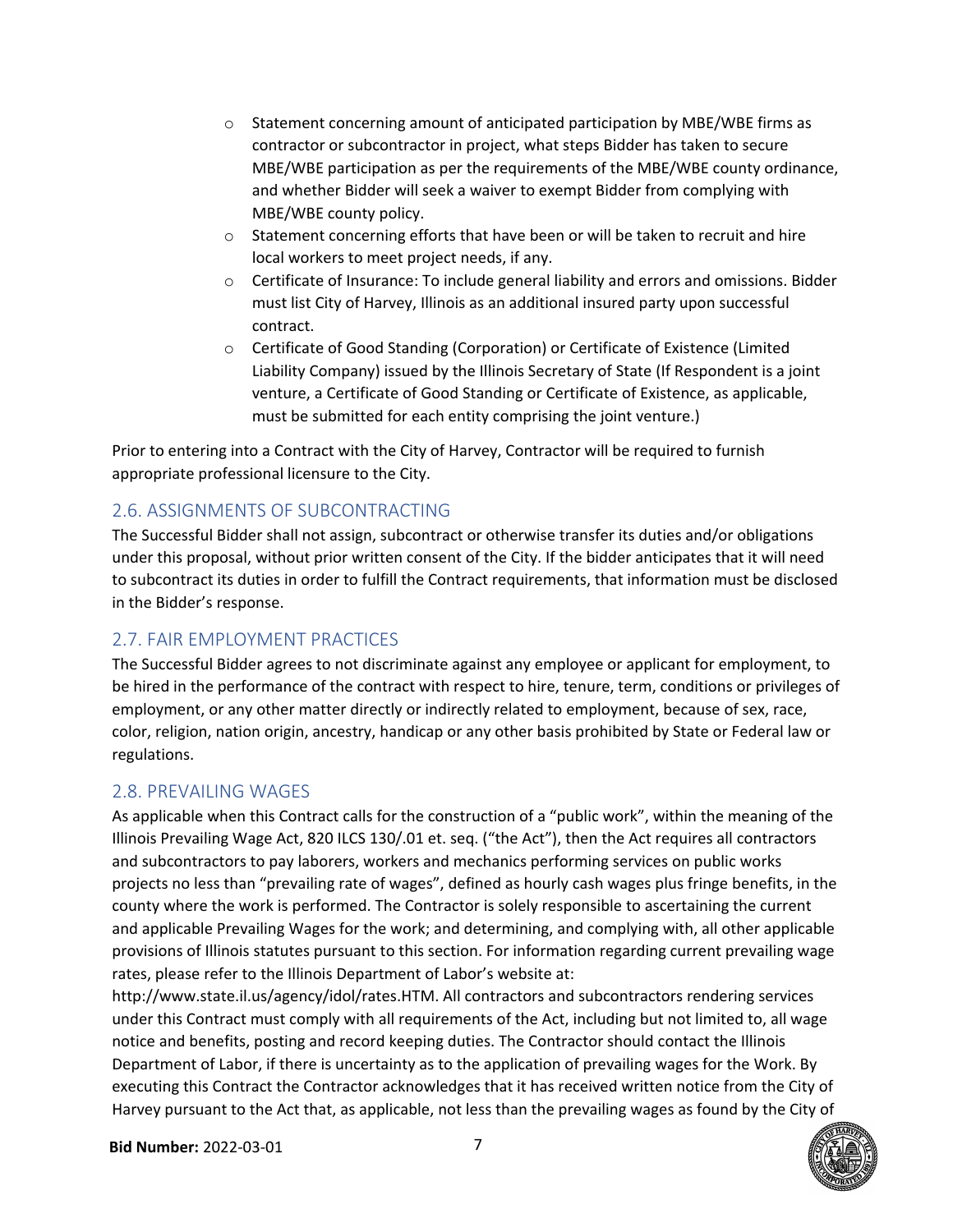- Statement concerning amount of anticipated participation by MBE/WBE firms as contractor or subcontractor in project, what steps Bidder has taken to secure MBE/WBE participation as per the requirements of the MBE/WBE county ordinance, and whether Bidder will seek a waiver to exempt Bidder from complying with MBE/WBE county policy.
- Statement concerning efforts that have been or will be taken to recruit and hire local workers to meet project needs, if any.
- Certificate of Insurance: To include general liability and errors and omissions. Bidder must list City of Harvey, Illinois as an additional insured party upon successful contract.
- Certificate of Good Standing (Corporation) or Certificate of Existence (Limited Liability Company) issued by the Illinois Secretary of State (If Respondent is a joint venture, a Certificate of Good Standing or Certificate of Existence, as applicable, must be submitted for each entity comprising the joint venture.)

Prior to entering into a Contract with the City of Harvey, Contractor will be required to furnish appropriate professional licensure to the City.

## 2.6. ASSIGNMENTS OF SUBCONTRACTING

The Successful Bidder shall not assign, subcontract or otherwise transfer its duties and/or obligations under this proposal, without prior written consent of the City. If the bidder anticipates that it will need to subcontract its duties in order to fulfill the Contract requirements, that information must be disclosed in the Bidder's response.

## 2.7. FAIR EMPLOYMENT PRACTICES

The Successful Bidder agrees to not discriminate against any employee or applicant for employment, to be hired in the performance of the contract with respect to hire, tenure, term, conditions or privileges of employment, or any other matter directly or indirectly related to employment, because of sex, race, color, religion, nation origin, ancestry, handicap or any other basis prohibited by State or Federal law or regulations.

## 2.8. PREVAILING WAGES

As applicable when this Contract calls for the construction of a "public work", within the meaning of the Illinois Prevailing Wage Act, 820 ILCS 130/.01 et. seq. ("the Act"), then the Act requires all contractors and subcontractors to pay laborers, workers and mechanics performing services on public works projects no less than "prevailing rate of wages", defined as hourly cash wages plus fringe benefits, in the county where the work is performed. The Contractor is solely responsible to ascertaining the current and applicable Prevailing Wages for the work; and determining, and complying with, all other applicable provisions of Illinois statutes pursuant to this section. For information regarding current prevailing wage rates, please refer to the Illinois Department of Labor's website at: http://www.state.il.us/agency/idol/rates.HTM. All contractors and subcontractors rendering services under this Contract must comply with all requirements of the Act, including but not limited to, all wage notice and benefits, posting and record keeping duties. The Contractor should contact the Illinois Department of Labor, if there is uncertainty as to the application of prevailing wages for the Work. By executing this Contract the Contractor acknowledges that it has received written notice from the City of Harvey pursuant to the Act that, as applicable, not less than the prevailing wages as found by the City of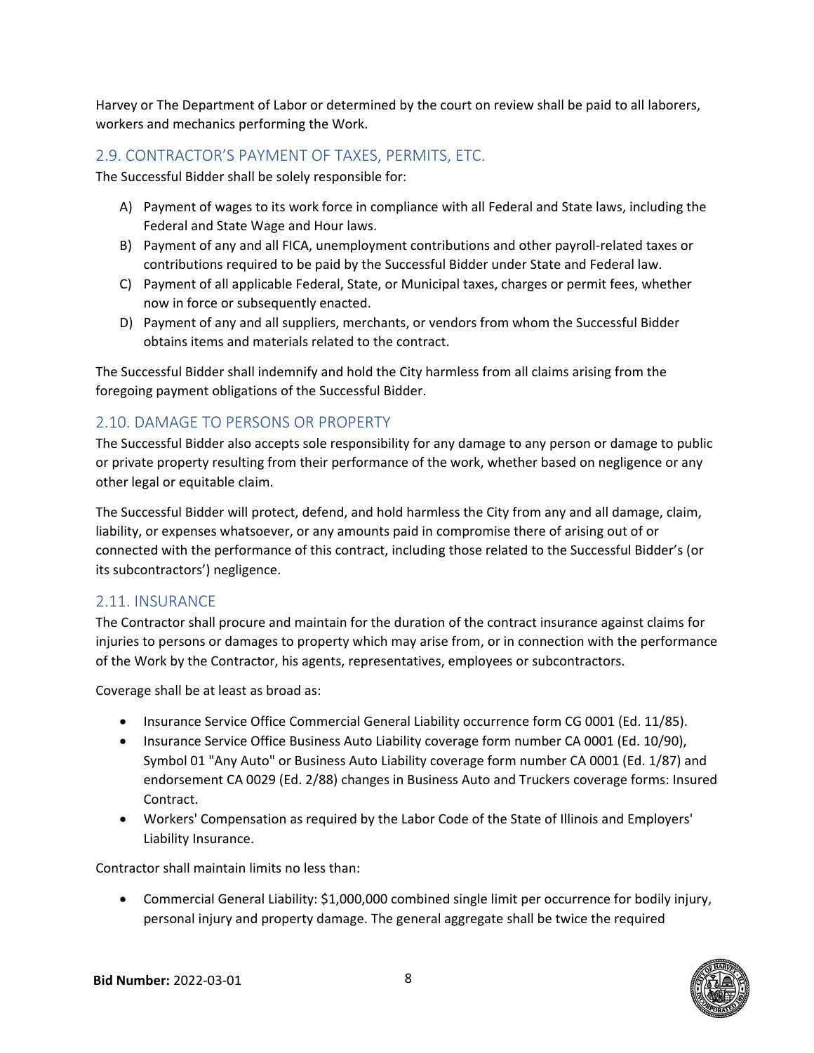Harvey or The Department of Labor or determined by the court on review shall be paid to all laborers, workers and mechanics performing the Work.

## 2.9. CONTRACTOR'S PAYMENT OF TAXES, PERMITS, ETC.

The Successful Bidder shall be solely responsible for:

A) Payment of wages to its work force in compliance with all Federal and State laws, including the Federal and State Wage and Hour laws.
B) Payment of any and all FICA, unemployment contributions and other payroll-related taxes or contributions required to be paid by the Successful Bidder under State and Federal law.
C) Payment of all applicable Federal, State, or Municipal taxes, charges or permit fees, whether now in force or subsequently enacted.
D) Payment of any and all suppliers, merchants, or vendors from whom the Successful Bidder obtains items and materials related to the contract.

The Successful Bidder shall indemnify and hold the City harmless from all claims arising from the foregoing payment obligations of the Successful Bidder.

## 2.10. DAMAGE TO PERSONS OR PROPERTY

The Successful Bidder also accepts sole responsibility for any damage to any person or damage to public or private property resulting from their performance of the work, whether based on negligence or any other legal or equitable claim.

The Successful Bidder will protect, defend, and hold harmless the City from any and all damage, claim, liability, or expenses whatsoever, or any amounts paid in compromise there of arising out of or connected with the performance of this contract, including those related to the Successful Bidder's (or its subcontractors') negligence.

## 2.11. INSURANCE

The Contractor shall procure and maintain for the duration of the contract insurance against claims for injuries to persons or damages to property which may arise from, or in connection with the performance of the Work by the Contractor, his agents, representatives, employees or subcontractors.

Coverage shall be at least as broad as:

- Insurance Service Office Commercial General Liability occurrence form CG 0001 (Ed. 11/85).
- Insurance Service Office Business Auto Liability coverage form number CA 0001 (Ed. 10/90), Symbol 01 "Any Auto" or Business Auto Liability coverage form number CA 0001 (Ed. 1/87) and endorsement CA 0029 (Ed. 2/88) changes in Business Auto and Truckers coverage forms: Insured Contract.
- Workers' Compensation as required by the Labor Code of the State of Illinois and Employers' Liability Insurance.

Contractor shall maintain limits no less than:

- Commercial General Liability: $1,000,000 combined single limit per occurrence for bodily injury, personal injury and property damage. The general aggregate shall be twice the required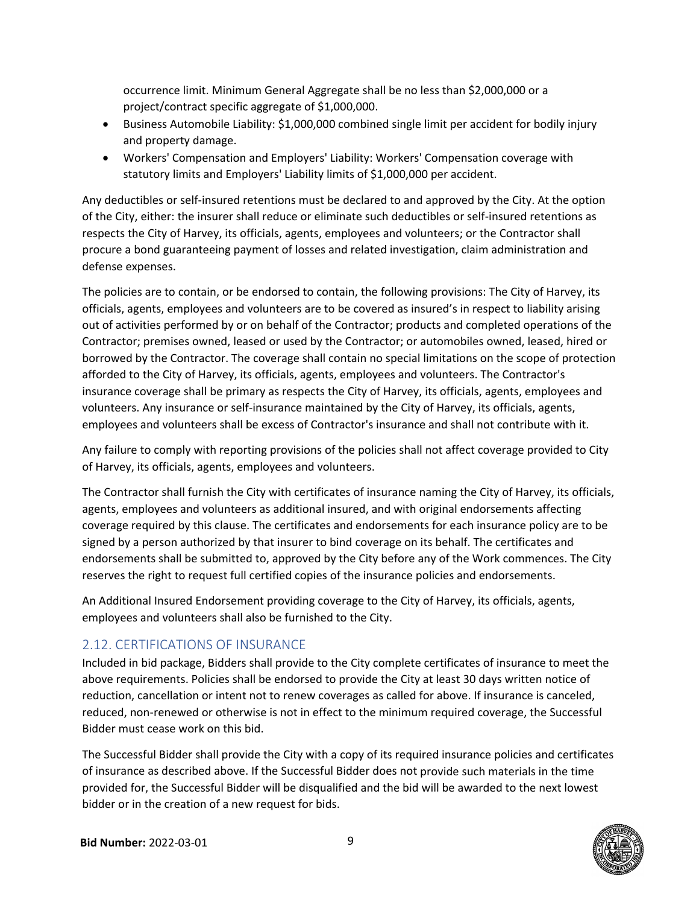occurrence limit. Minimum General Aggregate shall be no less than $2,000,000 or a project/contract specific aggregate of $1,000,000.

- Business Automobile Liability: $1,000,000 combined single limit per accident for bodily injury and property damage.
- Workers' Compensation and Employers' Liability: Workers' Compensation coverage with statutory limits and Employers' Liability limits of $1,000,000 per accident.

Any deductibles or self-insured retentions must be declared to and approved by the City. At the option of the City, either: the insurer shall reduce or eliminate such deductibles or self-insured retentions as respects the City of Harvey, its officials, agents, employees and volunteers; or the Contractor shall procure a bond guaranteeing payment of losses and related investigation, claim administration and defense expenses.

The policies are to contain, or be endorsed to contain, the following provisions: The City of Harvey, its officials, agents, employees and volunteers are to be covered as insured's in respect to liability arising out of activities performed by or on behalf of the Contractor; products and completed operations of the Contractor; premises owned, leased or used by the Contractor; or automobiles owned, leased, hired or borrowed by the Contractor. The coverage shall contain no special limitations on the scope of protection afforded to the City of Harvey, its officials, agents, employees and volunteers. The Contractor's insurance coverage shall be primary as respects the City of Harvey, its officials, agents, employees and volunteers. Any insurance or self-insurance maintained by the City of Harvey, its officials, agents, employees and volunteers shall be excess of Contractor's insurance and shall not contribute with it.

Any failure to comply with reporting provisions of the policies shall not affect coverage provided to City of Harvey, its officials, agents, employees and volunteers.

The Contractor shall furnish the City with certificates of insurance naming the City of Harvey, its officials, agents, employees and volunteers as additional insured, and with original endorsements affecting coverage required by this clause. The certificates and endorsements for each insurance policy are to be signed by a person authorized by that insurer to bind coverage on its behalf. The certificates and endorsements shall be submitted to, approved by the City before any of the Work commences. The City reserves the right to request full certified copies of the insurance policies and endorsements.

An Additional Insured Endorsement providing coverage to the City of Harvey, its officials, agents, employees and volunteers shall also be furnished to the City.

## 2.12. CERTIFICATIONS OF INSURANCE

Included in bid package, Bidders shall provide to the City complete certificates of insurance to meet the above requirements. Policies shall be endorsed to provide the City at least 30 days written notice of reduction, cancellation or intent not to renew coverages as called for above. If insurance is canceled, reduced, non-renewed or otherwise is not in effect to the minimum required coverage, the Successful Bidder must cease work on this bid.

The Successful Bidder shall provide the City with a copy of its required insurance policies and certificates of insurance as described above. If the Successful Bidder does not provide such materials in the time provided for, the Successful Bidder will be disqualified and the bid will be awarded to the next lowest bidder or in the creation of a new request for bids.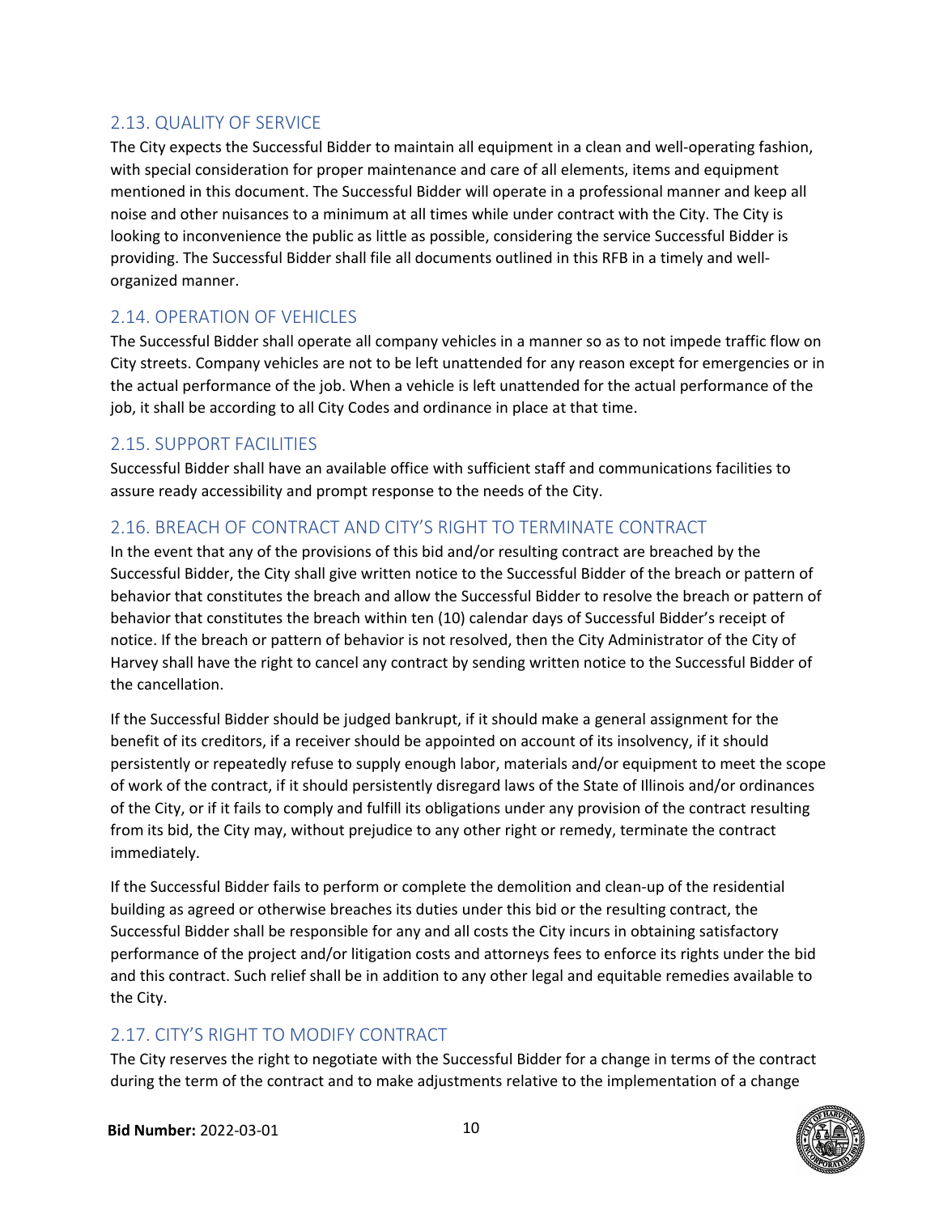## 2.13. QUALITY OF SERVICE

The City expects the Successful Bidder to maintain all equipment in a clean and well-operating fashion, with special consideration for proper maintenance and care of all elements, items and equipment mentioned in this document. The Successful Bidder will operate in a professional manner and keep all noise and other nuisances to a minimum at all times while under contract with the City. The City is looking to inconvenience the public as little as possible, considering the service Successful Bidder is providing. The Successful Bidder shall file all documents outlined in this RFB in a timely and well-organized manner.

## 2.14. OPERATION OF VEHICLES

The Successful Bidder shall operate all company vehicles in a manner so as to not impede traffic flow on City streets. Company vehicles are not to be left unattended for any reason except for emergencies or in the actual performance of the job. When a vehicle is left unattended for the actual performance of the job, it shall be according to all City Codes and ordinance in place at that time.

## 2.15. SUPPORT FACILITIES

Successful Bidder shall have an available office with sufficient staff and communications facilities to assure ready accessibility and prompt response to the needs of the City.

## 2.16. BREACH OF CONTRACT AND CITY'S RIGHT TO TERMINATE CONTRACT

In the event that any of the provisions of this bid and/or resulting contract are breached by the Successful Bidder, the City shall give written notice to the Successful Bidder of the breach or pattern of behavior that constitutes the breach and allow the Successful Bidder to resolve the breach or pattern of behavior that constitutes the breach within ten (10) calendar days of Successful Bidder's receipt of notice. If the breach or pattern of behavior is not resolved, then the City Administrator of the City of Harvey shall have the right to cancel any contract by sending written notice to the Successful Bidder of the cancellation.

If the Successful Bidder should be judged bankrupt, if it should make a general assignment for the benefit of its creditors, if a receiver should be appointed on account of its insolvency, if it should persistently or repeatedly refuse to supply enough labor, materials and/or equipment to meet the scope of work of the contract, if it should persistently disregard laws of the State of Illinois and/or ordinances of the City, or if it fails to comply and fulfill its obligations under any provision of the contract resulting from its bid, the City may, without prejudice to any other right or remedy, terminate the contract immediately.

If the Successful Bidder fails to perform or complete the demolition and clean-up of the residential building as agreed or otherwise breaches its duties under this bid or the resulting contract, the Successful Bidder shall be responsible for any and all costs the City incurs in obtaining satisfactory performance of the project and/or litigation costs and attorneys fees to enforce its rights under the bid and this contract. Such relief shall be in addition to any other legal and equitable remedies available to the City.

## 2.17. CITY'S RIGHT TO MODIFY CONTRACT

The City reserves the right to negotiate with the Successful Bidder for a change in terms of the contract during the term of the contract and to make adjustments relative to the implementation of a change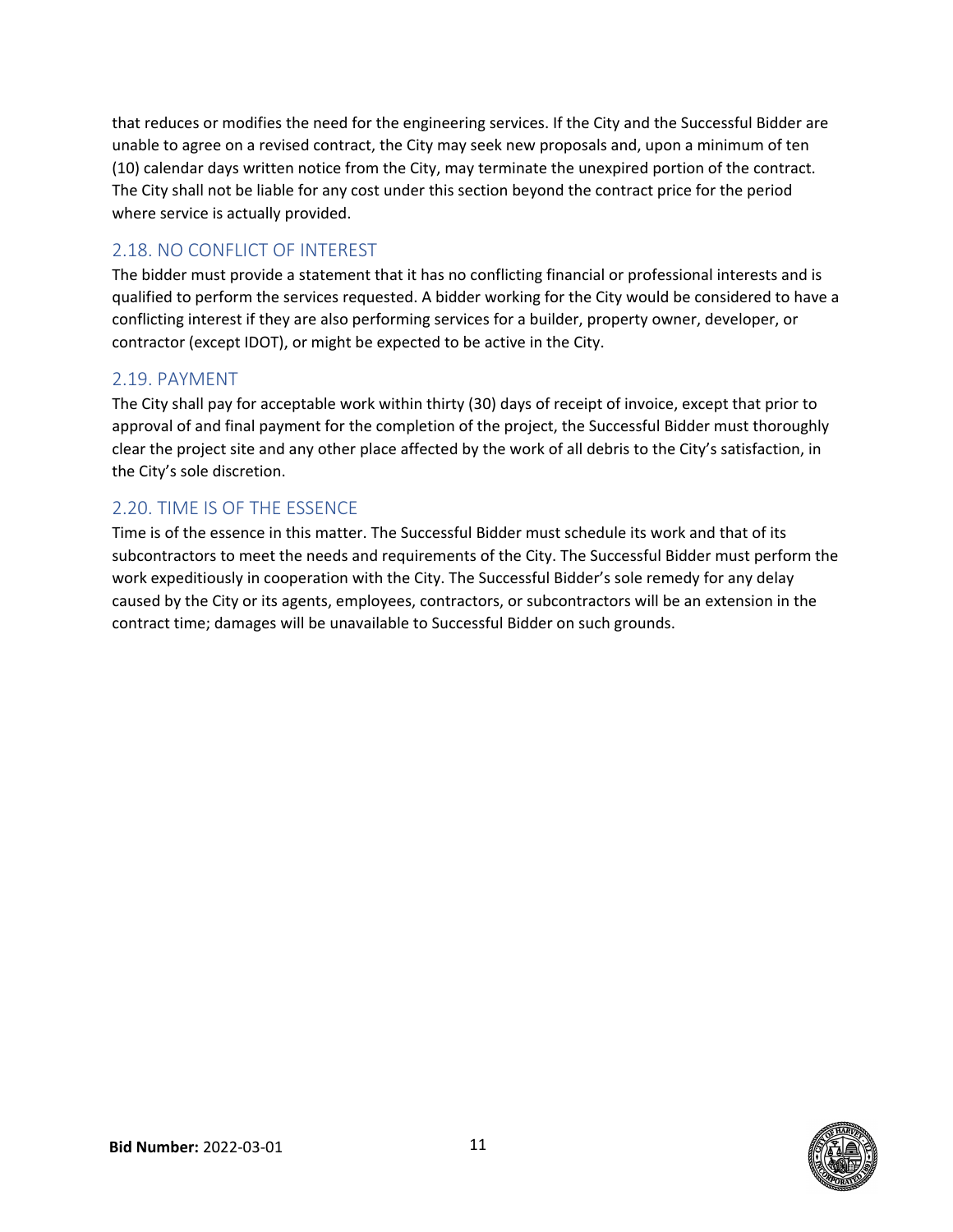that reduces or modifies the need for the engineering services. If the City and the Successful Bidder are unable to agree on a revised contract, the City may seek new proposals and, upon a minimum of ten (10) calendar days written notice from the City, may terminate the unexpired portion of the contract. The City shall not be liable for any cost under this section beyond the contract price for the period where service is actually provided.

## 2.18. NO CONFLICT OF INTEREST

The bidder must provide a statement that it has no conflicting financial or professional interests and is qualified to perform the services requested. A bidder working for the City would be considered to have a conflicting interest if they are also performing services for a builder, property owner, developer, or contractor (except IDOT), or might be expected to be active in the City.

## 2.19. PAYMENT

The City shall pay for acceptable work within thirty (30) days of receipt of invoice, except that prior to approval of and final payment for the completion of the project, the Successful Bidder must thoroughly clear the project site and any other place affected by the work of all debris to the City's satisfaction, in the City's sole discretion.

## 2.20. TIME IS OF THE ESSENCE

Time is of the essence in this matter. The Successful Bidder must schedule its work and that of its subcontractors to meet the needs and requirements of the City. The Successful Bidder must perform the work expeditiously in cooperation with the City. The Successful Bidder's sole remedy for any delay caused by the City or its agents, employees, contractors, or subcontractors will be an extension in the contract time; damages will be unavailable to Successful Bidder on such grounds.